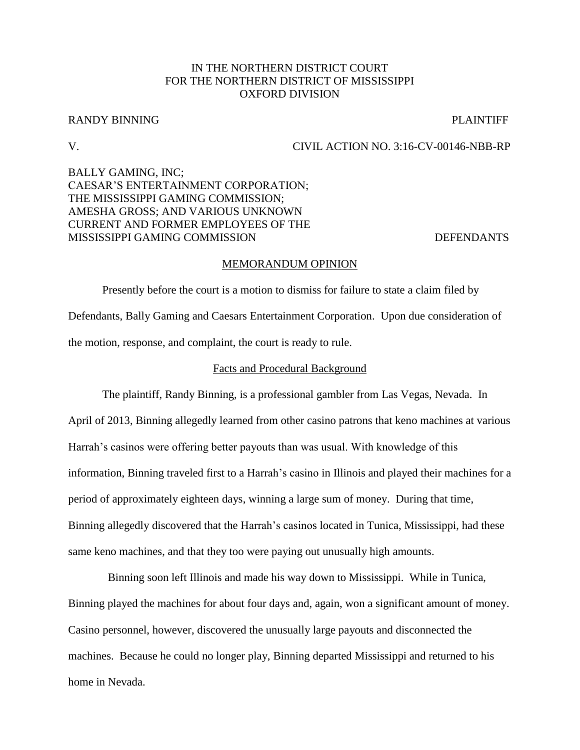IN THE NORTHERN DISTRICT COURT
FOR THE NORTHERN DISTRICT OF MISSISSIPPI
OXFORD DIVISION

RANDY BINNING PLAINTIFF

V. CIVIL ACTION NO. 3:16-CV-00146-NBB-RP

BALLY GAMING, INC;
CAESAR'S ENTERTAINMENT CORPORATION;
THE MISSISSIPPI GAMING COMMISSION;
AMESHA GROSS; AND VARIOUS UNKNOWN
CURRENT AND FORMER EMPLOYEES OF THE
MISSISSIPPI GAMING COMMISSION DEFENDANTS

## MEMORANDUM OPINION

Presently before the court is a motion to dismiss for failure to state a claim filed by Defendants, Bally Gaming and Caesars Entertainment Corporation. Upon due consideration of the motion, response, and complaint, the court is ready to rule.

### Facts and Procedural Background

The plaintiff, Randy Binning, is a professional gambler from Las Vegas, Nevada. In April of 2013, Binning allegedly learned from other casino patrons that keno machines at various Harrah's casinos were offering better payouts than was usual. With knowledge of this information, Binning traveled first to a Harrah's casino in Illinois and played their machines for a period of approximately eighteen days, winning a large sum of money. During that time, Binning allegedly discovered that the Harrah's casinos located in Tunica, Mississippi, had these same keno machines, and that they too were paying out unusually high amounts.

Binning soon left Illinois and made his way down to Mississippi. While in Tunica, Binning played the machines for about four days and, again, won a significant amount of money. Casino personnel, however, discovered the unusually large payouts and disconnected the machines. Because he could no longer play, Binning departed Mississippi and returned to his home in Nevada.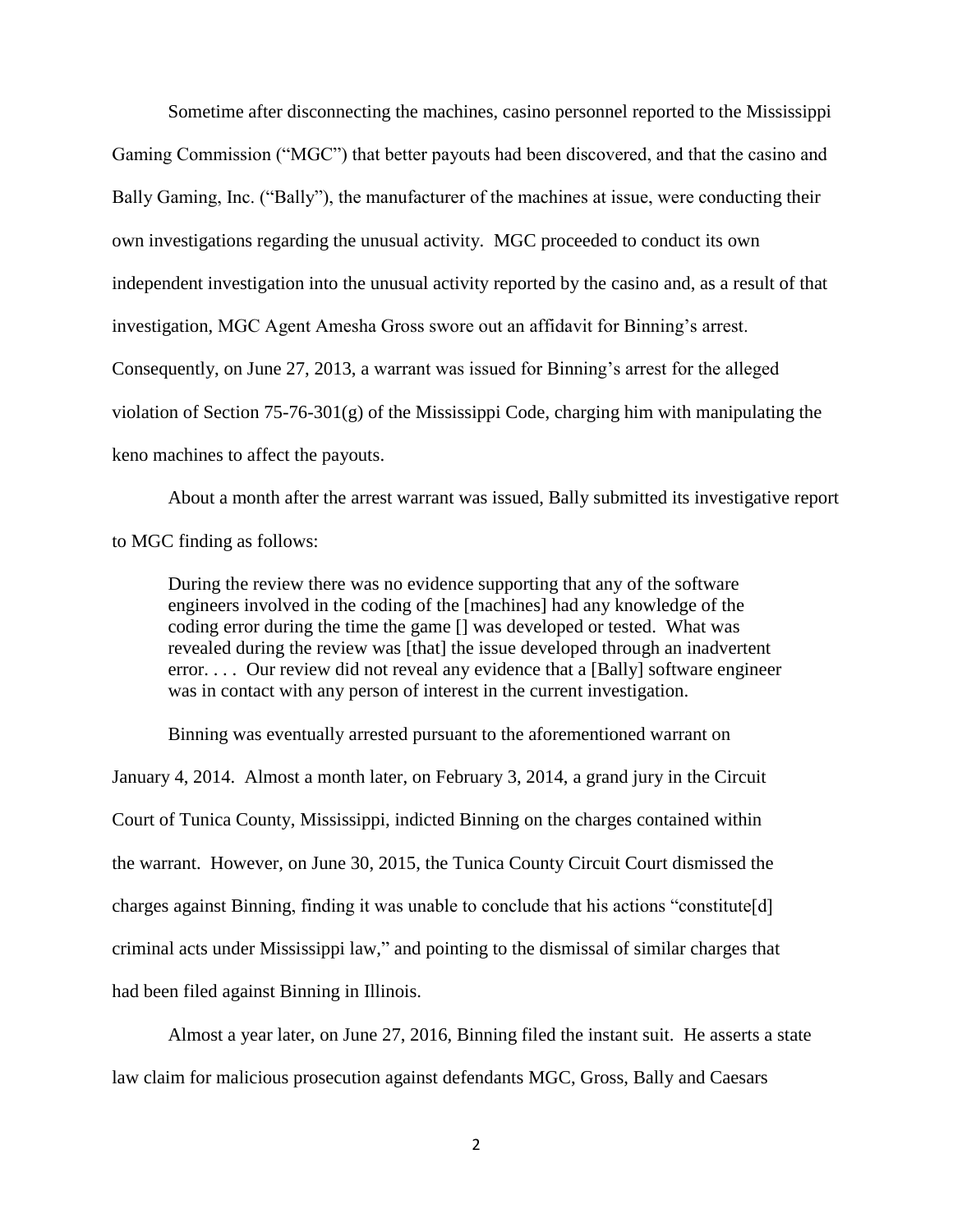Sometime after disconnecting the machines, casino personnel reported to the Mississippi Gaming Commission ("MGC") that better payouts had been discovered, and that the casino and Bally Gaming, Inc. ("Bally"), the manufacturer of the machines at issue, were conducting their own investigations regarding the unusual activity. MGC proceeded to conduct its own independent investigation into the unusual activity reported by the casino and, as a result of that investigation, MGC Agent Amesha Gross swore out an affidavit for Binning's arrest. Consequently, on June 27, 2013, a warrant was issued for Binning's arrest for the alleged violation of Section 75-76-301(g) of the Mississippi Code, charging him with manipulating the keno machines to affect the payouts.

About a month after the arrest warrant was issued, Bally submitted its investigative report to MGC finding as follows:

> During the review there was no evidence supporting that any of the software engineers involved in the coding of the [machines] had any knowledge of the coding error during the time the game [] was developed or tested. What was revealed during the review was [that] the issue developed through an inadvertent error. . . . Our review did not reveal any evidence that a [Bally] software engineer was in contact with any person of interest in the current investigation.

Binning was eventually arrested pursuant to the aforementioned warrant on January 4, 2014. Almost a month later, on February 3, 2014, a grand jury in the Circuit Court of Tunica County, Mississippi, indicted Binning on the charges contained within the warrant. However, on June 30, 2015, the Tunica County Circuit Court dismissed the charges against Binning, finding it was unable to conclude that his actions "constitute[d] criminal acts under Mississippi law," and pointing to the dismissal of similar charges that had been filed against Binning in Illinois.

Almost a year later, on June 27, 2016, Binning filed the instant suit. He asserts a state law claim for malicious prosecution against defendants MGC, Gross, Bally and Caesars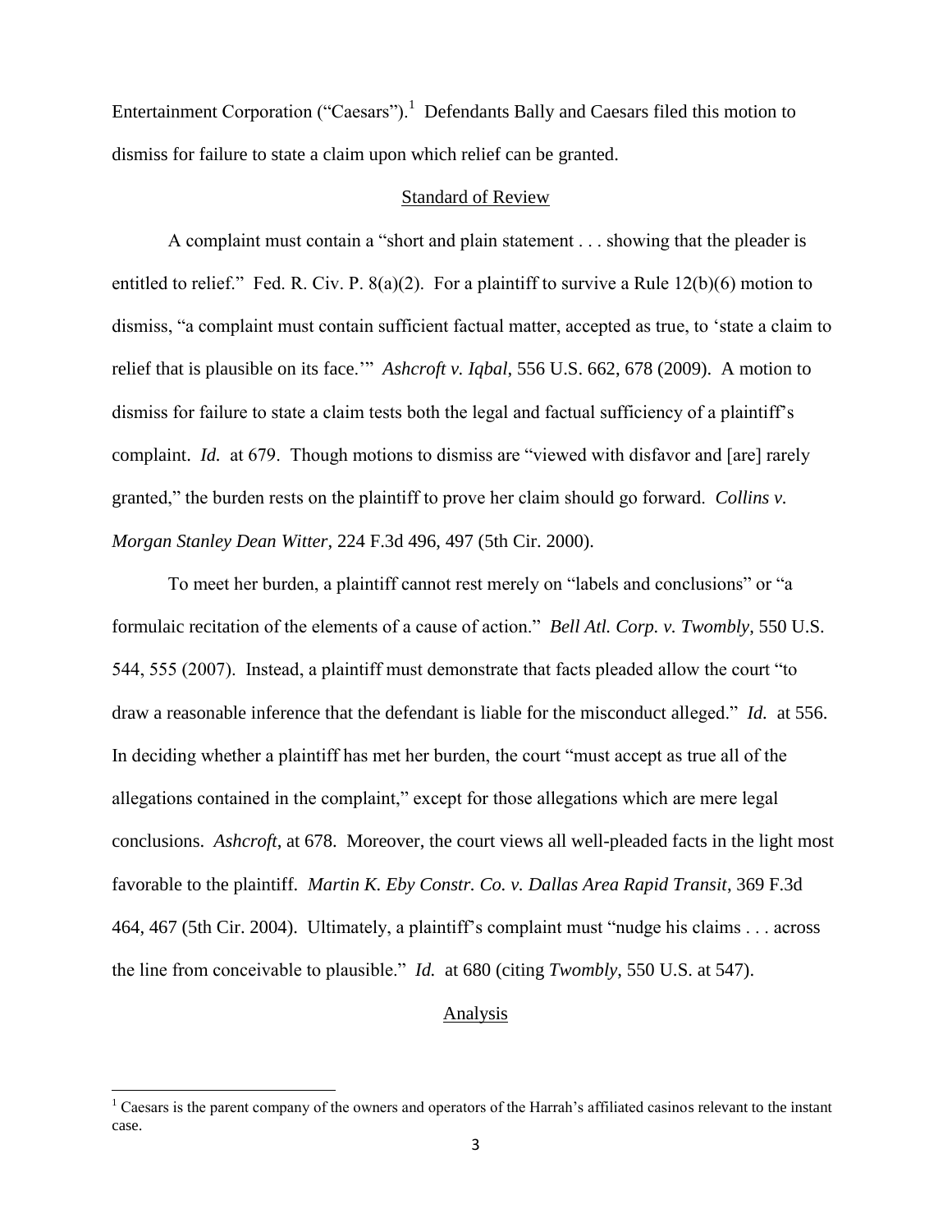Entertainment Corporation ("Caesars").[1] Defendants Bally and Caesars filed this motion to dismiss for failure to state a claim upon which relief can be granted.

## Standard of Review

A complaint must contain a "short and plain statement . . . showing that the pleader is entitled to relief." Fed. R. Civ. P. 8(a)(2). For a plaintiff to survive a Rule 12(b)(6) motion to dismiss, "a complaint must contain sufficient factual matter, accepted as true, to 'state a claim to relief that is plausible on its face.'" *Ashcroft v. Iqbal*, 556 U.S. 662, 678 (2009). A motion to dismiss for failure to state a claim tests both the legal and factual sufficiency of a plaintiff's complaint. *Id.* at 679. Though motions to dismiss are "viewed with disfavor and [are] rarely granted," the burden rests on the plaintiff to prove her claim should go forward. *Collins v. Morgan Stanley Dean Witter*, 224 F.3d 496, 497 (5th Cir. 2000).

To meet her burden, a plaintiff cannot rest merely on "labels and conclusions" or "a formulaic recitation of the elements of a cause of action." *Bell Atl. Corp. v. Twombly*, 550 U.S. 544, 555 (2007). Instead, a plaintiff must demonstrate that facts pleaded allow the court "to draw a reasonable inference that the defendant is liable for the misconduct alleged." *Id.* at 556. In deciding whether a plaintiff has met her burden, the court "must accept as true all of the allegations contained in the complaint," except for those allegations which are mere legal conclusions. *Ashcroft*, at 678. Moreover, the court views all well-pleaded facts in the light most favorable to the plaintiff. *Martin K. Eby Constr. Co. v. Dallas Area Rapid Transit*, 369 F.3d 464, 467 (5th Cir. 2004). Ultimately, a plaintiff's complaint must "nudge his claims . . . across the line from conceivable to plausible." *Id.* at 680 (citing *Twombly*, 550 U.S. at 547).

## Analysis

[1] Caesars is the parent company of the owners and operators of the Harrah's affiliated casinos relevant to the instant case.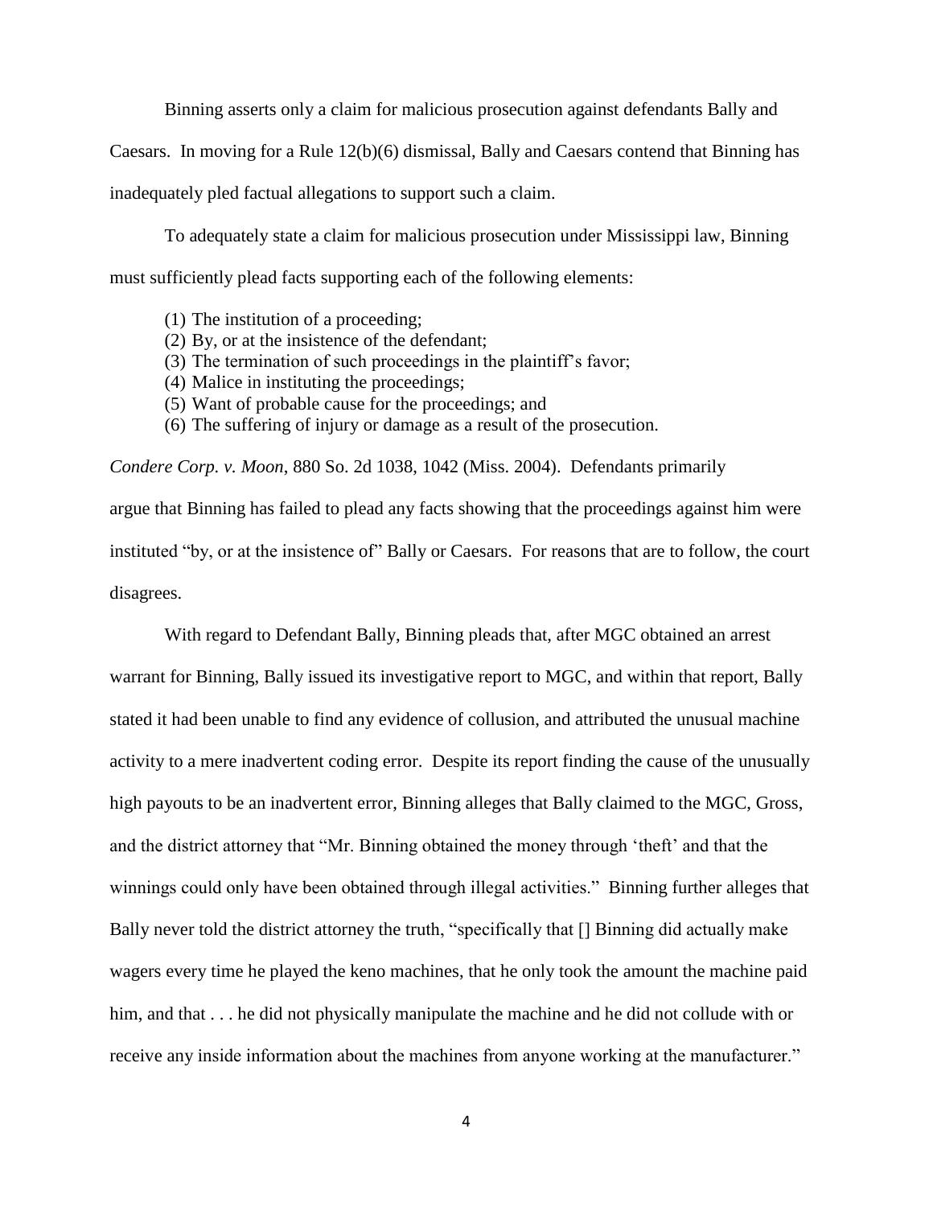Binning asserts only a claim for malicious prosecution against defendants Bally and Caesars. In moving for a Rule 12(b)(6) dismissal, Bally and Caesars contend that Binning has inadequately pled factual allegations to support such a claim.

To adequately state a claim for malicious prosecution under Mississippi law, Binning must sufficiently plead facts supporting each of the following elements:

(1) The institution of a proceeding;
(2) By, or at the insistence of the defendant;
(3) The termination of such proceedings in the plaintiff's favor;
(4) Malice in instituting the proceedings;
(5) Want of probable cause for the proceedings; and
(6) The suffering of injury or damage as a result of the prosecution.

*Condere Corp. v. Moon*, 880 So. 2d 1038, 1042 (Miss. 2004). Defendants primarily argue that Binning has failed to plead any facts showing that the proceedings against him were instituted "by, or at the insistence of" Bally or Caesars. For reasons that are to follow, the court disagrees.

With regard to Defendant Bally, Binning pleads that, after MGC obtained an arrest warrant for Binning, Bally issued its investigative report to MGC, and within that report, Bally stated it had been unable to find any evidence of collusion, and attributed the unusual machine activity to a mere inadvertent coding error. Despite its report finding the cause of the unusually high payouts to be an inadvertent error, Binning alleges that Bally claimed to the MGC, Gross, and the district attorney that "Mr. Binning obtained the money through 'theft' and that the winnings could only have been obtained through illegal activities." Binning further alleges that Bally never told the district attorney the truth, "specifically that [] Binning did actually make wagers every time he played the keno machines, that he only took the amount the machine paid him, and that . . . he did not physically manipulate the machine and he did not collude with or receive any inside information about the machines from anyone working at the manufacturer."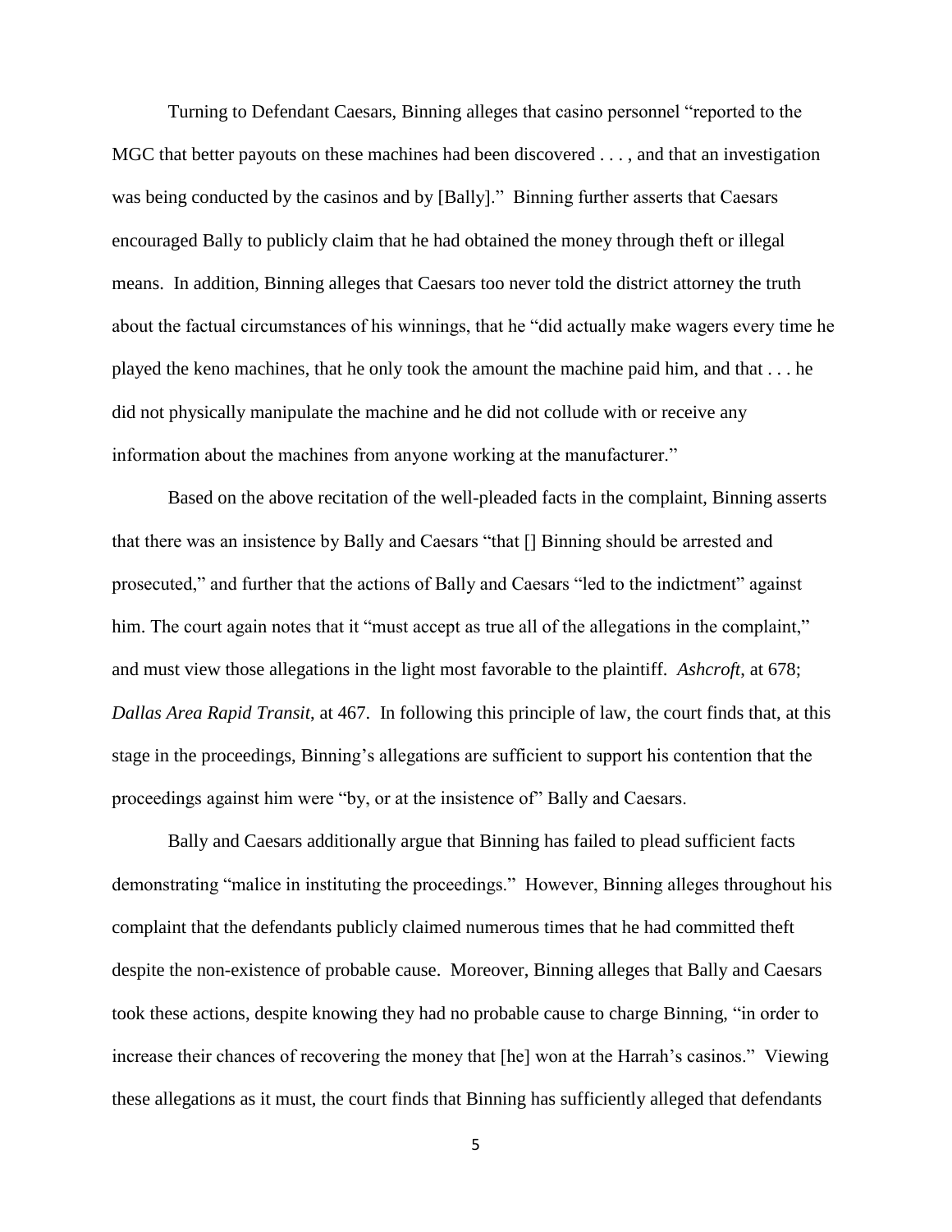Turning to Defendant Caesars, Binning alleges that casino personnel "reported to the MGC that better payouts on these machines had been discovered . . . , and that an investigation was being conducted by the casinos and by [Bally]." Binning further asserts that Caesars encouraged Bally to publicly claim that he had obtained the money through theft or illegal means. In addition, Binning alleges that Caesars too never told the district attorney the truth about the factual circumstances of his winnings, that he "did actually make wagers every time he played the keno machines, that he only took the amount the machine paid him, and that . . . he did not physically manipulate the machine and he did not collude with or receive any information about the machines from anyone working at the manufacturer."

Based on the above recitation of the well-pleaded facts in the complaint, Binning asserts that there was an insistence by Bally and Caesars "that [] Binning should be arrested and prosecuted," and further that the actions of Bally and Caesars "led to the indictment" against him. The court again notes that it "must accept as true all of the allegations in the complaint," and must view those allegations in the light most favorable to the plaintiff. *Ashcroft*, at 678; *Dallas Area Rapid Transit*, at 467. In following this principle of law, the court finds that, at this stage in the proceedings, Binning's allegations are sufficient to support his contention that the proceedings against him were "by, or at the insistence of" Bally and Caesars.

Bally and Caesars additionally argue that Binning has failed to plead sufficient facts demonstrating "malice in instituting the proceedings." However, Binning alleges throughout his complaint that the defendants publicly claimed numerous times that he had committed theft despite the non-existence of probable cause. Moreover, Binning alleges that Bally and Caesars took these actions, despite knowing they had no probable cause to charge Binning, "in order to increase their chances of recovering the money that [he] won at the Harrah's casinos." Viewing these allegations as it must, the court finds that Binning has sufficiently alleged that defendants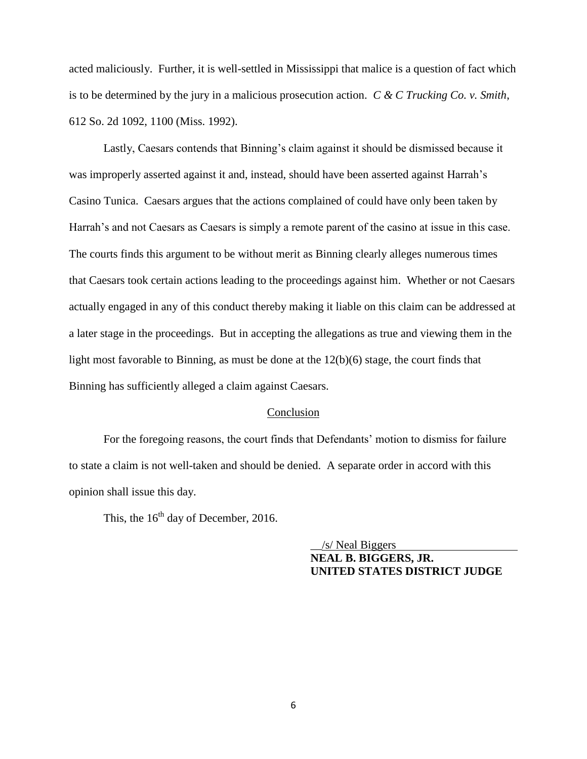acted maliciously. Further, it is well-settled in Mississippi that malice is a question of fact which is to be determined by the jury in a malicious prosecution action. *C & C Trucking Co. v. Smith*, 612 So. 2d 1092, 1100 (Miss. 1992).

Lastly, Caesars contends that Binning's claim against it should be dismissed because it was improperly asserted against it and, instead, should have been asserted against Harrah's Casino Tunica. Caesars argues that the actions complained of could have only been taken by Harrah's and not Caesars as Caesars is simply a remote parent of the casino at issue in this case. The courts finds this argument to be without merit as Binning clearly alleges numerous times that Caesars took certain actions leading to the proceedings against him. Whether or not Caesars actually engaged in any of this conduct thereby making it liable on this claim can be addressed at a later stage in the proceedings. But in accepting the allegations as true and viewing them in the light most favorable to Binning, as must be done at the 12(b)(6) stage, the court finds that Binning has sufficiently alleged a claim against Caesars.

## Conclusion

For the foregoing reasons, the court finds that Defendants' motion to dismiss for failure to state a claim is not well-taken and should be denied. A separate order in accord with this opinion shall issue this day.

This, the 16th day of December, 2016.

/s/ Neal Biggers
**NEAL B. BIGGERS, JR.**
**UNITED STATES DISTRICT JUDGE**